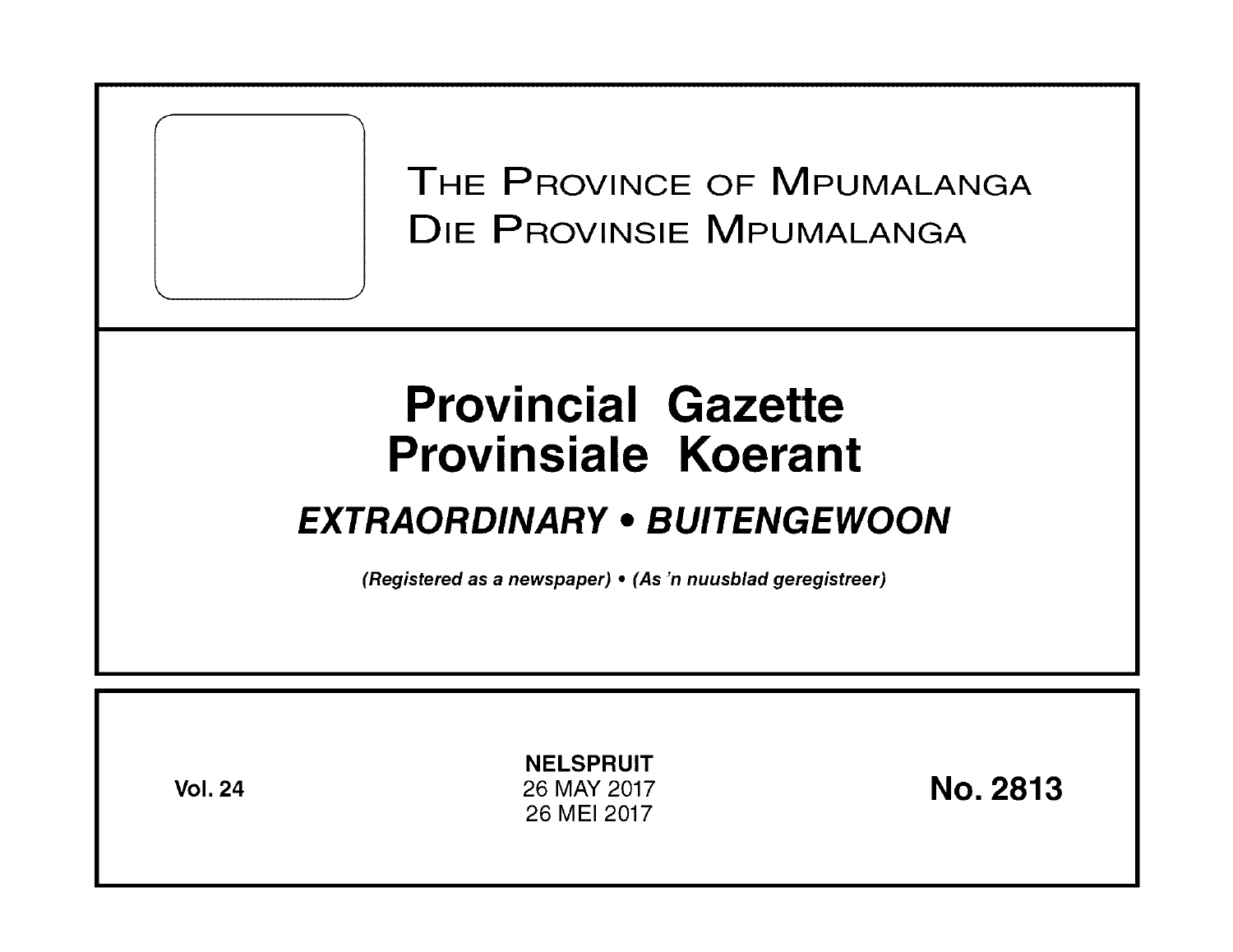THE PROVINCE OF MPUMALANGA
DIE PROVINSIE MPUMALANGA

# Provincial Gazette
# Provinsiale Koerant

## *EXTRAORDINARY • BUITENGEWOON*

*(Registered as a newspaper) • (As 'n nuusblad geregistreer)*

**Vol. 24**

**NELSPRUIT**
26 MAY 2017
26 MEI 2017

**No. 2813**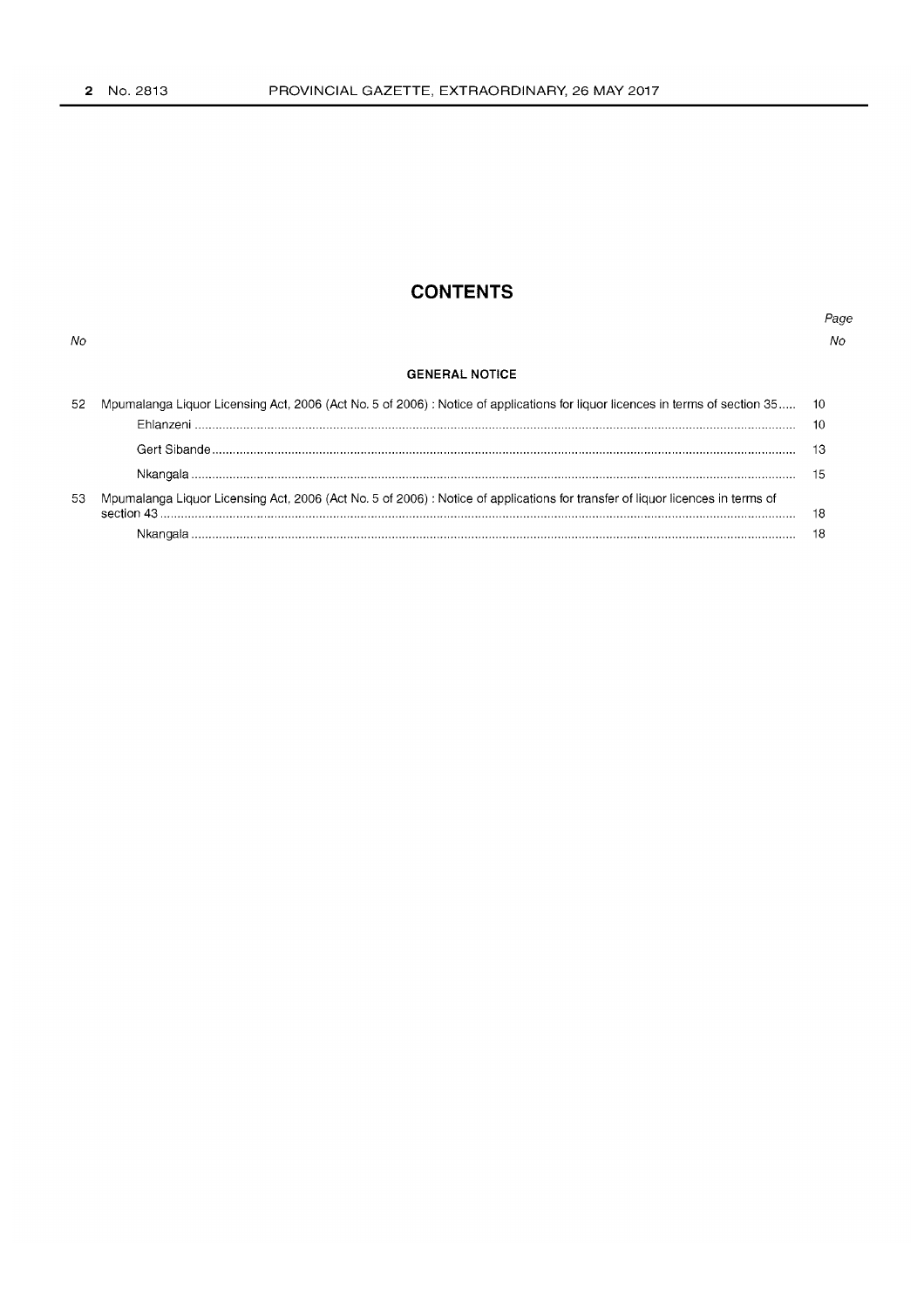# CONTENTS

| No | | Page No |
|---|---|---|
| | **GENERAL NOTICE** | |
| 52 | Mpumalanga Liquor Licensing Act, 2006 (Act No. 5 of 2006) : Notice of applications for liquor licences in terms of section 35 | 10 |
| | Ehlanzeni | 10 |
| | Gert Sibande | 13 |
| | Nkangala | 15 |
| 53 | Mpumalanga Liquor Licensing Act, 2006 (Act No. 5 of 2006) : Notice of applications for transfer of liquor licences in terms of section 43 | 18 |
| | Nkangala | 18 |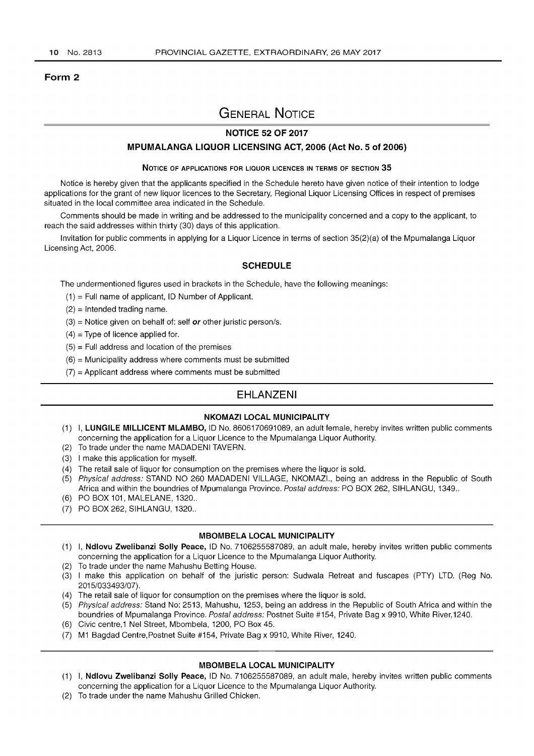**Form 2**

# GENERAL NOTICE

## NOTICE 52 OF 2017

## MPUMALANGA LIQUOR LICENSING ACT, 2006 (Act No. 5 of 2006)

### NOTICE OF APPLICATIONS FOR LIQUOR LICENCES IN TERMS OF SECTION 35

Notice is hereby given that the applicants specified in the Schedule hereto have given notice of their intention to lodge applications for the grant of new liquor licences to the Secretary, Regional Liquor Licensing Offices in respect of premises situated in the local committee area indicated in the Schedule.

Comments should be made in writing and be addressed to the municipality concerned and a copy to the applicant, to reach the said addresses within thirty (30) days of this application.

Invitation for public comments in applying for a Liquor Licence in terms of section 35(2)(a) of the Mpumalanga Liquor Licensing Act, 2006.

### SCHEDULE

The undermentioned figures used in brackets in the Schedule, have the following meanings:

(1) = Full name of applicant, ID Number of Applicant.
(2) = Intended trading name.
(3) = Notice given on behalf of: self *or* other juristic person/s.
(4) = Type of licence applied for.
(5) = Full address and location of the premises
(6) = Municipality address where comments must be submitted
(7) = Applicant address where comments must be submitted

## EHLANZENI

### NKOMAZI LOCAL MUNICIPALITY

(1) I, **LUNGILE MILLICENT MLAMBO,** ID No. 8606170691089, an adult female, hereby invites written public comments concerning the application for a Liquor Licence to the Mpumalanga Liquor Authority.
(2) To trade under the name MADADENI TAVERN.
(3) I make this application for myself.
(4) The retail sale of liquor for consumption on the premises where the liquor is sold.
(5) *Physical address:* STAND NO 260 MADADENI VILLAGE, NKOMAZI., being an address in the Republic of South Africa and within the boundries of Mpumalanga Province. *Postal address:* PO BOX 262, SIHLANGU, 1349..
(6) PO BOX 101, MALELANE, 1320..
(7) PO BOX 262, SIHLANGU, 1320..

### MBOMBELA LOCAL MUNICIPALITY

(1) I, **Ndlovu Zwelibanzi Solly Peace,** ID No. 7106255587089, an adult male, hereby invites written public comments concerning the application for a Liquor Licence to the Mpumalanga Liquor Authority.
(2) To trade under the name Mahushu Betting House.
(3) I make this application on behalf of the juristic person: Sudwala Retreat and fuscapes (PTY) LTD. (Reg No. 2015/033493/07).
(4) The retail sale of liquor for consumption on the premises where the liquor is sold.
(5) *Physical address:* Stand No: 2513, Mahushu, 1253, being an address in the Republic of South Africa and within the boundries of Mpumalanga Province. *Postal address:* Postnet Suite #154, Private Bag x 9910, White River,1240.
(6) Civic centre,1 Nel Street, Mbombela, 1200, PO Box 45.
(7) M1 Bagdad Centre,Postnet Suite #154, Private Bag x 9910, White River, 1240.

### MBOMBELA LOCAL MUNICIPALITY

(1) I, **Ndlovu Zwelibanzi Solly Peace,** ID No. 7106255587089, an adult male, hereby invites written public comments concerning the application for a Liquor Licence to the Mpumalanga Liquor Authority.
(2) To trade under the name Mahushu Grilled Chicken.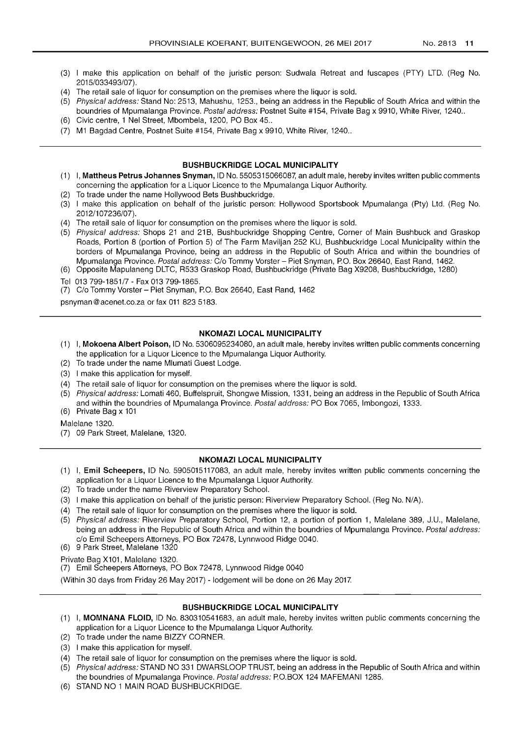(3) I make this application on behalf of the juristic person: Sudwala Retreat and fuscapes (PTY) LTD. (Reg No. 2015/033493/07).
(4) The retail sale of liquor for consumption on the premises where the liquor is sold.
(5) *Physical address:* Stand No: 2513, Mahushu, 1253., being an address in the Republic of South Africa and within the boundries of Mpumalanga Province. *Postal address:* Postnet Suite #154, Private Bag x 9910, White River, 1240..
(6) Civic centre, 1 Nel Street, Mbombela, 1200, PO Box 45..
(7) M1 Bagdad Centre, Postnet Suite #154, Private Bag x 9910, White River, 1240..

---

### BUSHBUCKRIDGE LOCAL MUNICIPALITY

(1) I, **Mattheus Petrus Johannes Snyman,** ID No. 5505315066087, an adult male, hereby invites written public comments concerning the application for a Liquor Licence to the Mpumalanga Liquor Authority.
(2) To trade under the name Hollywood Bets Bushbuckridge.
(3) I make this application on behalf of the juristic person: Hollywood Sportsbook Mpumalanga (Pty) Ltd. (Reg No. 2012/107236/07).
(4) The retail sale of liquor for consumption on the premises where the liquor is sold.
(5) *Physical address:* Shops 21 and 21B, Bushbuckridge Shopping Centre, Corner of Main Bushbuck and Graskop Roads, Portion 8 (portion of Portion 5) of The Farm Maviljan 252 KU, Bushbuckridge Local Municipality within the borders of Mpumalanga Province, being an address in the Republic of South Africa and within the boundries of Mpumalanga Province. *Postal address:* C/o Tommy Vorster – Piet Snyman, P.O. Box 26640, East Rand, 1462.
(6) Opposite Mapulaneng DLTC, R533 Graskop Road, Bushbuckridge (Private Bag X9208, Bushbuckridge, 1280)

Tel 013 799-1851/7 - Fax 013 799-1865.

(7) C/o Tommy Vorster – Piet Snyman, P.O. Box 26640, East Rand, 1462

psnyman@acenet.co.za or fax 011 823 5183.

---

### NKOMAZI LOCAL MUNICIPALITY

(1) I, **Mokoena Albert Poison,** ID No. 5306095234080, an adult male, hereby invites written public comments concerning the application for a Liquor Licence to the Mpumalanga Liquor Authority.
(2) To trade under the name Mlumati Guest Lodge.
(3) I make this application for myself.
(4) The retail sale of liquor for consumption on the premises where the liquor is sold.
(5) *Physical address:* Lomati 460, Buffelspruit, Shongwe Mission, 1331, being an address in the Republic of South Africa and within the boundries of Mpumalanga Province. *Postal address:* PO Box 7065, Imbongozi, 1333.
(6) Private Bag x 101

Malelane 1320.

(7) 09 Park Street, Malelane, 1320.

---

### NKOMAZI LOCAL MUNICIPALITY

(1) I, **Emil Scheepers,** ID No. 5905015117083, an adult male, hereby invites written public comments concerning the application for a Liquor Licence to the Mpumalanga Liquor Authority.
(2) To trade under the name Riverview Preparatory School.
(3) I make this application on behalf of the juristic person: Riverview Preparatory School. (Reg No. N/A).
(4) The retail sale of liquor for consumption on the premises where the liquor is sold.
(5) *Physical address:* Riverview Preparatory School, Portion 12, a portion of portion 1, Malelane 389, J.U., Malelane, being an address in the Republic of South Africa and within the boundries of Mpumalanga Province. *Postal address:* c/o Emil Scheepers Attorneys, PO Box 72478, Lynnwood Ridge 0040.
(6) 9 Park Street, Malelane 1320

Private Bag X101, Malelane 1320.

(7) Emil Scheepers Attorneys, PO Box 72478, Lynnwood Ridge 0040

(Within 30 days from Friday 26 May 2017) - lodgement will be done on 26 May 2017.

---

### BUSHBUCKRIDGE LOCAL MUNICIPALITY

(1) I, **MOMNANA FLOID,** ID No. 830310541683, an adult male, hereby invites written public comments concerning the application for a Liquor Licence to the Mpumalanga Liquor Authority.
(2) To trade under the name BIZZY CORNER.
(3) I make this application for myself.
(4) The retail sale of liquor for consumption on the premises where the liquor is sold.
(5) *Physical address:* STAND NO 331 DWARSLOOP TRUST, being an address in the Republic of South Africa and within the boundries of Mpumalanga Province. *Postal address:* P.O.BOX 124 MAFEMANI 1285.
(6) STAND NO 1 MAIN ROAD BUSHBUCKRIDGE.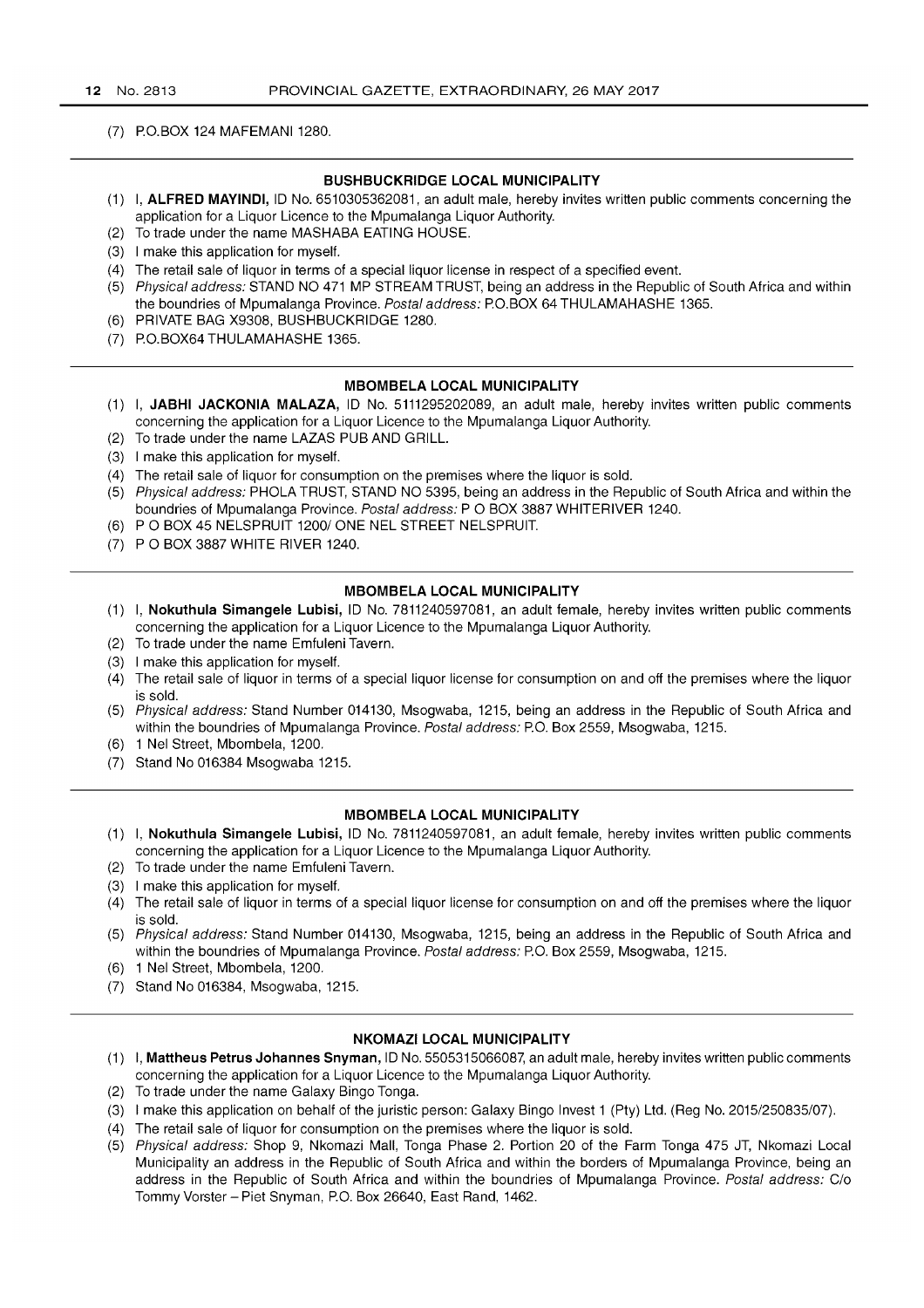(7) P.O.BOX 124 MAFEMANI 1280.

---

### BUSHBUCKRIDGE LOCAL MUNICIPALITY

(1) I, **ALFRED MAYINDI,** ID No. 6510305362081, an adult male, hereby invites written public comments concerning the application for a Liquor Licence to the Mpumalanga Liquor Authority.
(2) To trade under the name MASHABA EATING HOUSE.
(3) I make this application for myself.
(4) The retail sale of liquor in terms of a special liquor license in respect of a specified event.
(5) *Physical address:* STAND NO 471 MP STREAM TRUST, being an address in the Republic of South Africa and within the boundries of Mpumalanga Province. *Postal address:* P.O.BOX 64 THULAMAHASHE 1365.
(6) PRIVATE BAG X9308, BUSHBUCKRIDGE 1280.
(7) P.O.BOX64 THULAMAHASHE 1365.

---

### MBOMBELA LOCAL MUNICIPALITY

(1) I, **JABHI JACKONIA MALAZA,** ID No. 5111295202089, an adult male, hereby invites written public comments concerning the application for a Liquor Licence to the Mpumalanga Liquor Authority.
(2) To trade under the name LAZAS PUB AND GRILL.
(3) I make this application for myself.
(4) The retail sale of liquor for consumption on the premises where the liquor is sold.
(5) *Physical address:* PHOLA TRUST, STAND NO 5395, being an address in the Republic of South Africa and within the boundries of Mpumalanga Province. *Postal address:* P O BOX 3887 WHITERIVER 1240.
(6) P O BOX 45 NELSPRUIT 1200/ ONE NEL STREET NELSPRUIT.
(7) P O BOX 3887 WHITE RIVER 1240.

---

### MBOMBELA LOCAL MUNICIPALITY

(1) I, **Nokuthula Simangele Lubisi,** ID No. 7811240597081, an adult female, hereby invites written public comments concerning the application for a Liquor Licence to the Mpumalanga Liquor Authority.
(2) To trade under the name Emfuleni Tavern.
(3) I make this application for myself.
(4) The retail sale of liquor in terms of a special liquor license for consumption on and off the premises where the liquor is sold.
(5) *Physical address:* Stand Number 014130, Msogwaba, 1215, being an address in the Republic of South Africa and within the boundries of Mpumalanga Province. *Postal address:* P.O. Box 2559, Msogwaba, 1215.
(6) 1 Nel Street, Mbombela, 1200.
(7) Stand No 016384 Msogwaba 1215.

---

### MBOMBELA LOCAL MUNICIPALITY

(1) I, **Nokuthula Simangele Lubisi,** ID No. 7811240597081, an adult female, hereby invites written public comments concerning the application for a Liquor Licence to the Mpumalanga Liquor Authority.
(2) To trade under the name Emfuleni Tavern.
(3) I make this application for myself.
(4) The retail sale of liquor in terms of a special liquor license for consumption on and off the premises where the liquor is sold.
(5) *Physical address:* Stand Number 014130, Msogwaba, 1215, being an address in the Republic of South Africa and within the boundries of Mpumalanga Province. *Postal address:* P.O. Box 2559, Msogwaba, 1215.
(6) 1 Nel Street, Mbombela, 1200.
(7) Stand No 016384, Msogwaba, 1215.

---

### NKOMAZI LOCAL MUNICIPALITY

(1) I, **Mattheus Petrus Johannes Snyman,** ID No. 5505315066087, an adult male, hereby invites written public comments concerning the application for a Liquor Licence to the Mpumalanga Liquor Authority.
(2) To trade under the name Galaxy Bingo Tonga.
(3) I make this application on behalf of the juristic person: Galaxy Bingo Invest 1 (Pty) Ltd. (Reg No. 2015/250835/07).
(4) The retail sale of liquor for consumption on the premises where the liquor is sold.
(5) *Physical address:* Shop 9, Nkomazi Mall, Tonga Phase 2. Portion 20 of the Farm Tonga 475 JT, Nkomazi Local Municipality an address in the Republic of South Africa and within the borders of Mpumalanga Province, being an address in the Republic of South Africa and within the boundries of Mpumalanga Province. *Postal address:* C/o Tommy Vorster – Piet Snyman, P.O. Box 26640, East Rand, 1462.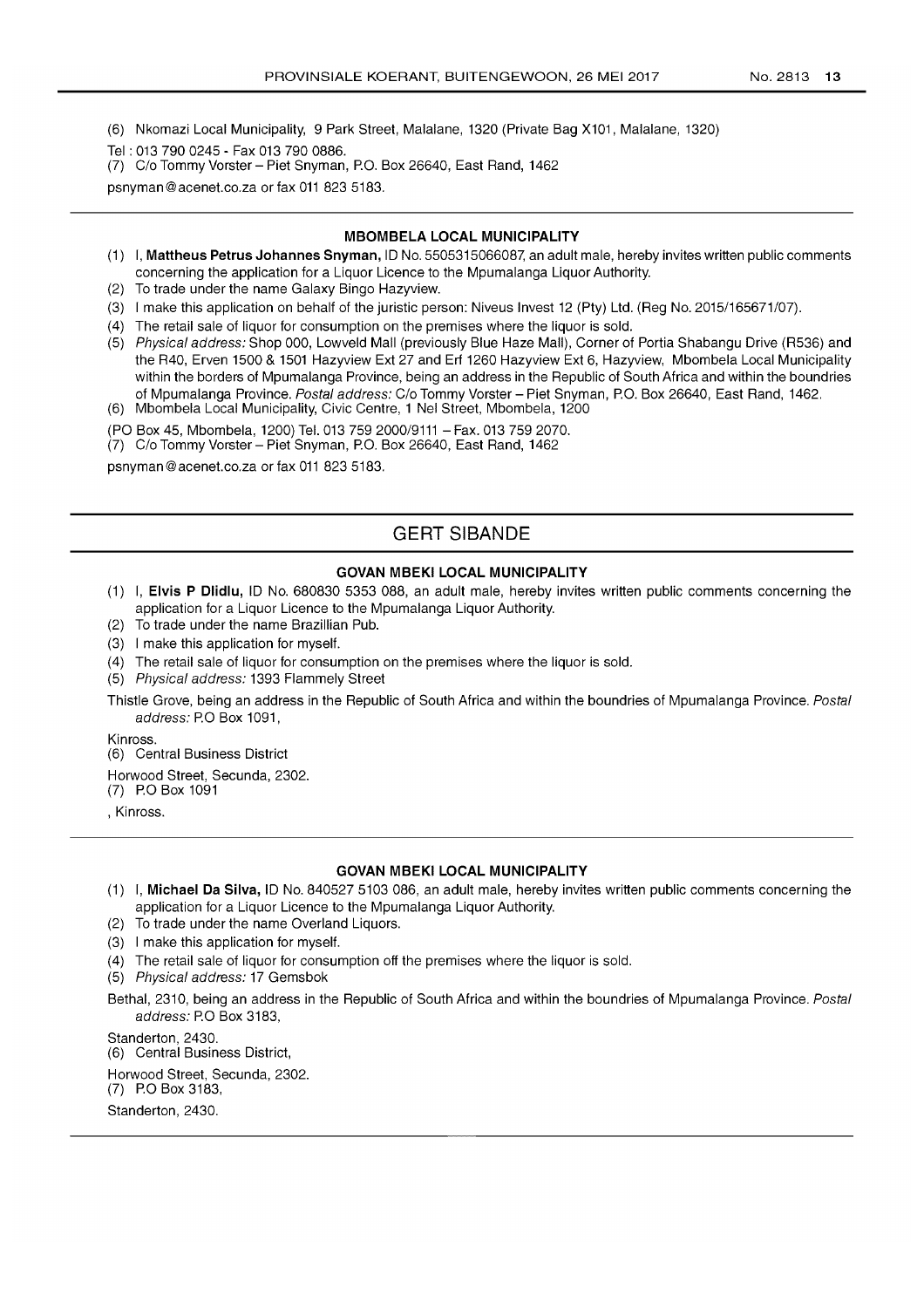(6) Nkomazi Local Municipality, 9 Park Street, Malalane, 1320 (Private Bag X101, Malalane, 1320)

Tel : 013 790 0245 - Fax 013 790 0886.

(7) C/o Tommy Vorster – Piet Snyman, P.O. Box 26640, East Rand, 1462

psnyman@acenet.co.za or fax 011 823 5183.

---

### MBOMBELA LOCAL MUNICIPALITY

(1) I, **Mattheus Petrus Johannes Snyman,** ID No. 5505315066087, an adult male, hereby invites written public comments concerning the application for a Liquor Licence to the Mpumalanga Liquor Authority.

(2) To trade under the name Galaxy Bingo Hazyview.

(3) I make this application on behalf of the juristic person: Niveus Invest 12 (Pty) Ltd. (Reg No. 2015/165671/07).

(4) The retail sale of liquor for consumption on the premises where the liquor is sold.

(5) *Physical address:* Shop 000, Lowveld Mall (previously Blue Haze Mall), Corner of Portia Shabangu Drive (R536) and the R40, Erven 1500 & 1501 Hazyview Ext 27 and Erf 1260 Hazyview Ext 6, Hazyview, Mbombela Local Municipality within the borders of Mpumalanga Province, being an address in the Republic of South Africa and within the boundries of Mpumalanga Province. *Postal address:* C/o Tommy Vorster – Piet Snyman, P.O. Box 26640, East Rand, 1462.

(6) Mbombela Local Municipality, Civic Centre, 1 Nel Street, Mbombela, 1200

(PO Box 45, Mbombela, 1200) Tel. 013 759 2000/9111 – Fax. 013 759 2070.

(7) C/o Tommy Vorster – Piet Snyman, P.O. Box 26640, East Rand, 1462

psnyman@acenet.co.za or fax 011 823 5183.

---

## GERT SIBANDE

### GOVAN MBEKI LOCAL MUNICIPALITY

(1) I, **Elvis P Dlidlu,** ID No. 680830 5353 088, an adult male, hereby invites written public comments concerning the application for a Liquor Licence to the Mpumalanga Liquor Authority.

(2) To trade under the name Brazillian Pub.

(3) I make this application for myself.

(4) The retail sale of liquor for consumption on the premises where the liquor is sold.

(5) *Physical address:* 1393 Flammely Street

Thistle Grove, being an address in the Republic of South Africa and within the boundries of Mpumalanga Province. *Postal address:* P.O Box 1091,

Kinross.

(6) Central Business District

Horwood Street, Secunda, 2302.

(7) P.O Box 1091

, Kinross.

---

### GOVAN MBEKI LOCAL MUNICIPALITY

(1) I, **Michael Da Silva,** ID No. 840527 5103 086, an adult male, hereby invites written public comments concerning the application for a Liquor Licence to the Mpumalanga Liquor Authority.

(2) To trade under the name Overland Liquors.

(3) I make this application for myself.

(4) The retail sale of liquor for consumption off the premises where the liquor is sold.

(5) *Physical address:* 17 Gemsbok

Bethal, 2310, being an address in the Republic of South Africa and within the boundries of Mpumalanga Province. *Postal address:* P.O Box 3183,

Standerton, 2430.

(6) Central Business District,

Horwood Street, Secunda, 2302.

(7) P.O Box 3183,

Standerton, 2430.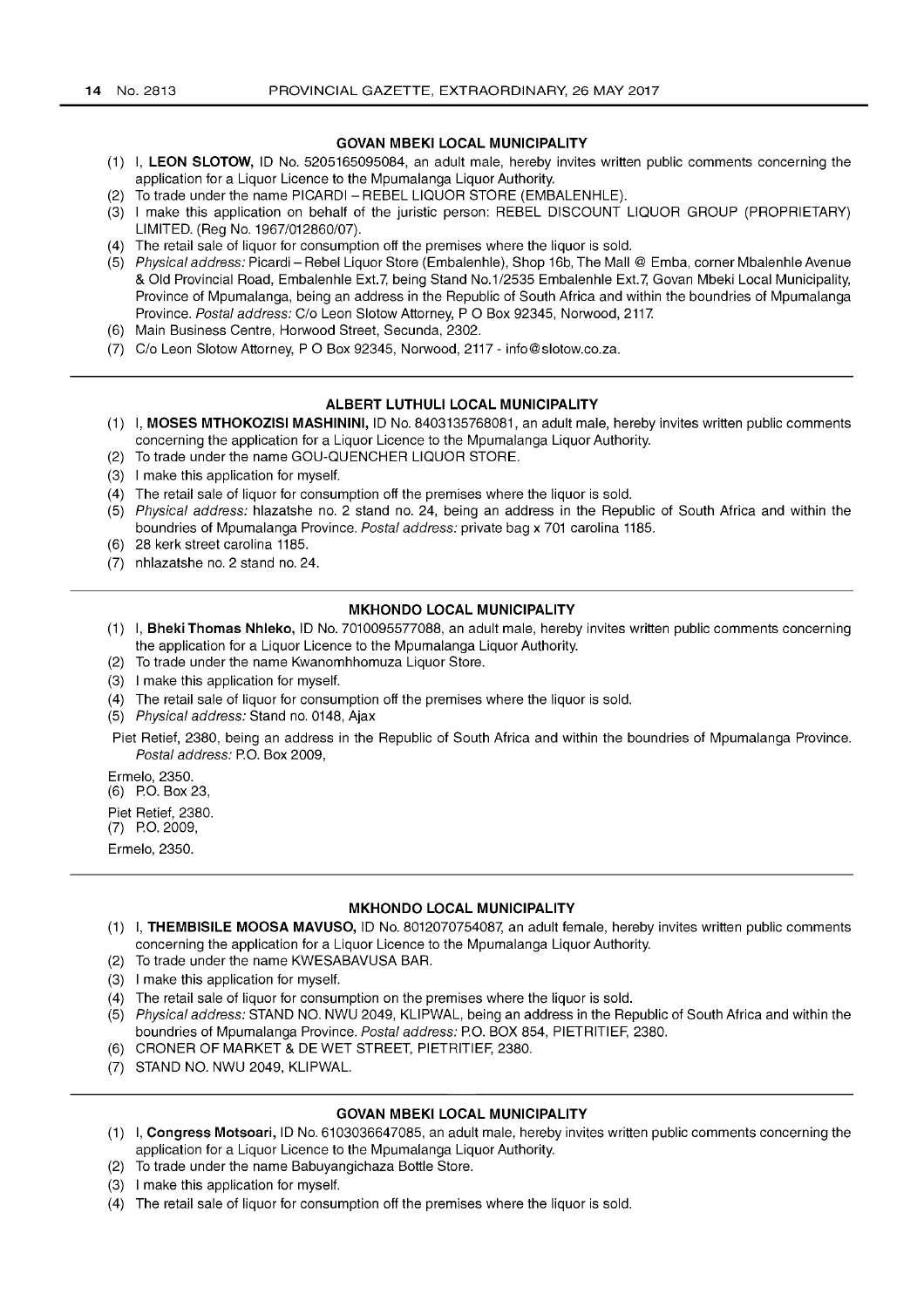### GOVAN MBEKI LOCAL MUNICIPALITY

(1) I, **LEON SLOTOW,** ID No. 5205165095084, an adult male, hereby invites written public comments concerning the application for a Liquor Licence to the Mpumalanga Liquor Authority.
(2) To trade under the name PICARDI – REBEL LIQUOR STORE (EMBALENHLE).
(3) I make this application on behalf of the juristic person: REBEL DISCOUNT LIQUOR GROUP (PROPRIETARY) LIMITED. (Reg No. 1967/012860/07).
(4) The retail sale of liquor for consumption off the premises where the liquor is sold.
(5) *Physical address:* Picardi – Rebel Liquor Store (Embalenhle), Shop 16b, The Mall @ Emba, corner Mbalenhle Avenue & Old Provincial Road, Embalenhle Ext.7, being Stand No.1/2535 Embalenhle Ext.7, Govan Mbeki Local Municipality, Province of Mpumalanga, being an address in the Republic of South Africa and within the boundries of Mpumalanga Province. *Postal address:* C/o Leon Slotow Attorney, P O Box 92345, Norwood, 2117.
(6) Main Business Centre, Horwood Street, Secunda, 2302.
(7) C/o Leon Slotow Attorney, P O Box 92345, Norwood, 2117 - info@slotow.co.za.

### ALBERT LUTHULI LOCAL MUNICIPALITY

(1) I, **MOSES MTHOKOZISI MASHININI,** ID No. 8403135768081, an adult male, hereby invites written public comments concerning the application for a Liquor Licence to the Mpumalanga Liquor Authority.
(2) To trade under the name GOU-QUENCHER LIQUOR STORE.
(3) I make this application for myself.
(4) The retail sale of liquor for consumption off the premises where the liquor is sold.
(5) *Physical address:* hlazatshe no. 2 stand no. 24, being an address in the Republic of South Africa and within the boundries of Mpumalanga Province. *Postal address:* private bag x 701 carolina 1185.
(6) 28 kerk street carolina 1185.
(7) nhlazatshe no. 2 stand no. 24.

### MKHONDO LOCAL MUNICIPALITY

(1) I, **Bheki Thomas Nhleko,** ID No. 7010095577088, an adult male, hereby invites written public comments concerning the application for a Liquor Licence to the Mpumalanga Liquor Authority.
(2) To trade under the name Kwanomhhomuza Liquor Store.
(3) I make this application for myself.
(4) The retail sale of liquor for consumption off the premises where the liquor is sold.
(5) *Physical address:* Stand no. 0148, Ajax

Piet Retief, 2380, being an address in the Republic of South Africa and within the boundries of Mpumalanga Province. *Postal address:* P.O. Box 2009,

Ermelo, 2350.
(6) P.O. Box 23,

Piet Retief, 2380.
(7) P.O. 2009,

Ermelo, 2350.

### MKHONDO LOCAL MUNICIPALITY

(1) I, **THEMBISILE MOOSA MAVUSO,** ID No. 8012070754087, an adult female, hereby invites written public comments concerning the application for a Liquor Licence to the Mpumalanga Liquor Authority.
(2) To trade under the name KWESABAVUSA BAR.
(3) I make this application for myself.
(4) The retail sale of liquor for consumption on the premises where the liquor is sold.
(5) *Physical address:* STAND NO. NWU 2049, KLIPWAL, being an address in the Republic of South Africa and within the boundries of Mpumalanga Province. *Postal address:* P.O. BOX 854, PIETRITIEF, 2380.
(6) CRONER OF MARKET & DE WET STREET, PIETRITIEF, 2380.
(7) STAND NO. NWU 2049, KLIPWAL.

### GOVAN MBEKI LOCAL MUNICIPALITY

(1) I, **Congress Motsoari,** ID No. 6103036647085, an adult male, hereby invites written public comments concerning the application for a Liquor Licence to the Mpumalanga Liquor Authority.
(2) To trade under the name Babuyangichaza Bottle Store.
(3) I make this application for myself.
(4) The retail sale of liquor for consumption off the premises where the liquor is sold.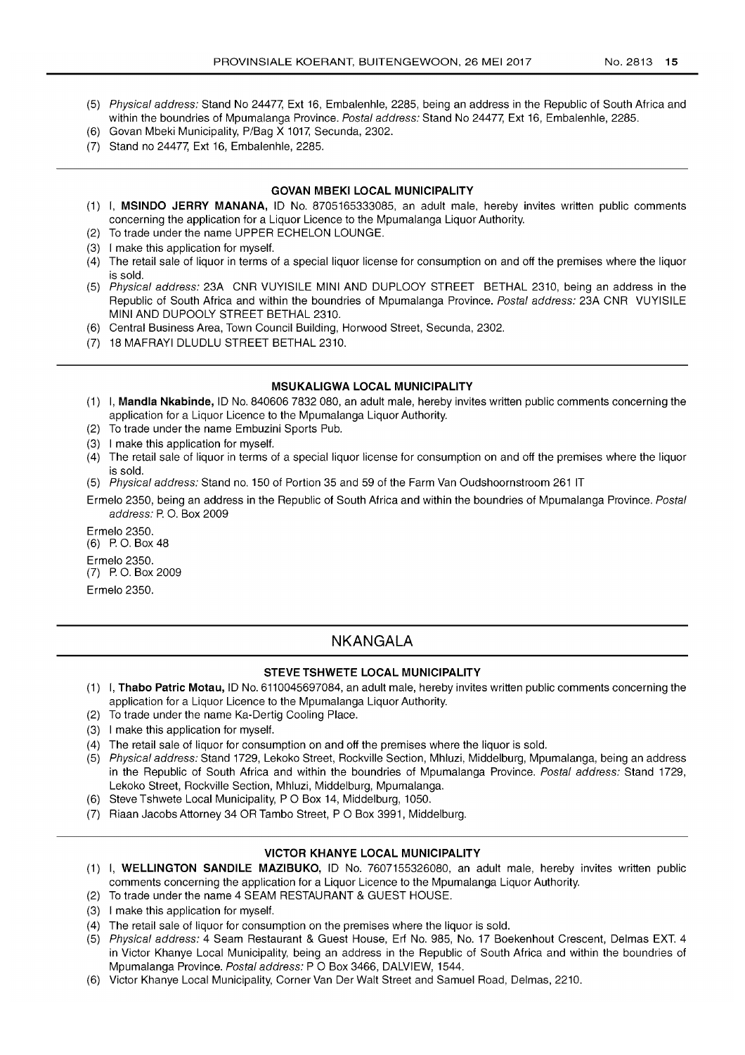(5) *Physical address:* Stand No 24477, Ext 16, Embalenhle, 2285, being an address in the Republic of South Africa and within the boundries of Mpumalanga Province. *Postal address:* Stand No 24477, Ext 16, Embalenhle, 2285.
(6) Govan Mbeki Municipality, P/Bag X 1017, Secunda, 2302.
(7) Stand no 24477, Ext 16, Embalenhle, 2285.

### GOVAN MBEKI LOCAL MUNICIPALITY

(1) I, **MSINDO JERRY MANANA,** ID No. 8705165333085, an adult male, hereby invites written public comments concerning the application for a Liquor Licence to the Mpumalanga Liquor Authority.
(2) To trade under the name UPPER ECHELON LOUNGE.
(3) I make this application for myself.
(4) The retail sale of liquor in terms of a special liquor license for consumption on and off the premises where the liquor is sold.
(5) *Physical address:* 23A CNR VUYISILE MINI AND DUPLOOY STREET BETHAL 2310, being an address in the Republic of South Africa and within the boundries of Mpumalanga Province. *Postal address:* 23A CNR VUYISILE MINI AND DUPOOLY STREET BETHAL 2310.
(6) Central Business Area, Town Council Building, Horwood Street, Secunda, 2302.
(7) 18 MAFRAYI DLUDLU STREET BETHAL 2310.

### MSUKALIGWA LOCAL MUNICIPALITY

(1) I, **Mandla Nkabinde,** ID No. 840606 7832 080, an adult male, hereby invites written public comments concerning the application for a Liquor Licence to the Mpumalanga Liquor Authority.
(2) To trade under the name Embuzini Sports Pub.
(3) I make this application for myself.
(4) The retail sale of liquor in terms of a special liquor license for consumption on and off the premises where the liquor is sold.
(5) *Physical address:* Stand no. 150 of Portion 35 and 59 of the Farm Van Oudshoornstroom 261 IT

Ermelo 2350, being an address in the Republic of South Africa and within the boundries of Mpumalanga Province. *Postal address:* P. O. Box 2009

Ermelo 2350.
(6) P. O. Box 48

Ermelo 2350.
(7) P. O. Box 2009

Ermelo 2350.

## NKANGALA

### STEVE TSHWETE LOCAL MUNICIPALITY

(1) I, **Thabo Patric Motau,** ID No. 6110045697084, an adult male, hereby invites written public comments concerning the application for a Liquor Licence to the Mpumalanga Liquor Authority.
(2) To trade under the name Ka-Dertig Cooling Place.
(3) I make this application for myself.
(4) The retail sale of liquor for consumption on and off the premises where the liquor is sold.
(5) *Physical address:* Stand 1729, Lekoko Street, Rockville Section, Mhluzi, Middelburg, Mpumalanga, being an address in the Republic of South Africa and within the boundries of Mpumalanga Province. *Postal address:* Stand 1729, Lekoko Street, Rockville Section, Mhluzi, Middelburg, Mpumalanga.
(6) Steve Tshwete Local Municipality, P O Box 14, Middelburg, 1050.
(7) Riaan Jacobs Attorney 34 OR Tambo Street, P O Box 3991, Middelburg.

### VICTOR KHANYE LOCAL MUNICIPALITY

(1) I, **WELLINGTON SANDILE MAZIBUKO,** ID No. 7607155326080, an adult male, hereby invites written public comments concerning the application for a Liquor Licence to the Mpumalanga Liquor Authority.
(2) To trade under the name 4 SEAM RESTAURANT & GUEST HOUSE.
(3) I make this application for myself.
(4) The retail sale of liquor for consumption on the premises where the liquor is sold.
(5) *Physical address:* 4 Seam Restaurant & Guest House, Erf No. 985, No. 17 Boekenhout Crescent, Delmas EXT. 4 in Victor Khanye Local Municipality, being an address in the Republic of South Africa and within the boundries of Mpumalanga Province. *Postal address:* P O Box 3466, DALVIEW, 1544.
(6) Victor Khanye Local Municipality, Corner Van Der Walt Street and Samuel Road, Delmas, 2210.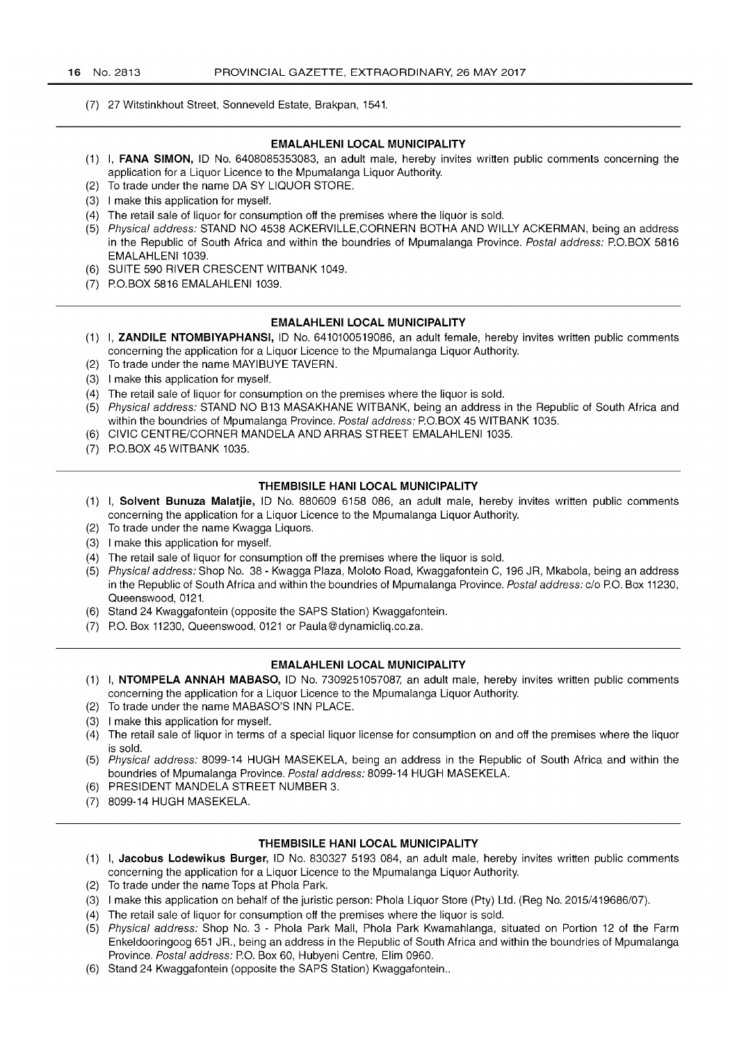(7) 27 Witstinkhout Street, Sonneveld Estate, Brakpan, 1541.

---

### EMALAHLENI LOCAL MUNICIPALITY

(1) I, **FANA SIMON,** ID No. 6408085353083, an adult male, hereby invites written public comments concerning the application for a Liquor Licence to the Mpumalanga Liquor Authority.
(2) To trade under the name DA SY LIQUOR STORE.
(3) I make this application for myself.
(4) The retail sale of liquor for consumption off the premises where the liquor is sold.
(5) *Physical address:* STAND NO 4538 ACKERVILLE,CORNERN BOTHA AND WILLY ACKERMAN, being an address in the Republic of South Africa and within the boundries of Mpumalanga Province. *Postal address:* P.O.BOX 5816 EMALAHLENI 1039.
(6) SUITE 590 RIVER CRESCENT WITBANK 1049.
(7) P.O.BOX 5816 EMALAHLENI 1039.

---

### EMALAHLENI LOCAL MUNICIPALITY

(1) I, **ZANDILE NTOMBIYAPHANSI,** ID No. 6410100519086, an adult female, hereby invites written public comments concerning the application for a Liquor Licence to the Mpumalanga Liquor Authority.
(2) To trade under the name MAYIBUYE TAVERN.
(3) I make this application for myself.
(4) The retail sale of liquor for consumption on the premises where the liquor is sold.
(5) *Physical address:* STAND NO B13 MASAKHANE WITBANK, being an address in the Republic of South Africa and within the boundries of Mpumalanga Province. *Postal address:* P.O.BOX 45 WITBANK 1035.
(6) CIVIC CENTRE/CORNER MANDELA AND ARRAS STREET EMALAHLENI 1035.
(7) P.O.BOX 45 WITBANK 1035.

---

### THEMBISILE HANI LOCAL MUNICIPALITY

(1) I, **Solvent Bunuza Malatjie,** ID No. 880609 6158 086, an adult male, hereby invites written public comments concerning the application for a Liquor Licence to the Mpumalanga Liquor Authority.
(2) To trade under the name Kwagga Liquors.
(3) I make this application for myself.
(4) The retail sale of liquor for consumption off the premises where the liquor is sold.
(5) *Physical address:* Shop No. 38 - Kwagga Plaza, Moloto Road, Kwaggafontein C, 196 JR, Mkabola, being an address in the Republic of South Africa and within the boundries of Mpumalanga Province. *Postal address:* c/o P.O. Box 11230, Queenswood, 0121.
(6) Stand 24 Kwaggafontein (opposite the SAPS Station) Kwaggafontein.
(7) P.O. Box 11230, Queenswood, 0121 or Paula@dynamicliq.co.za.

---

### EMALAHLENI LOCAL MUNICIPALITY

(1) I, **NTOMPELA ANNAH MABASO,** ID No. 7309251057087, an adult male, hereby invites written public comments concerning the application for a Liquor Licence to the Mpumalanga Liquor Authority.
(2) To trade under the name MABASO'S INN PLACE.
(3) I make this application for myself.
(4) The retail sale of liquor in terms of a special liquor license for consumption on and off the premises where the liquor is sold.
(5) *Physical address:* 8099-14 HUGH MASEKELA, being an address in the Republic of South Africa and within the boundries of Mpumalanga Province. *Postal address:* 8099-14 HUGH MASEKELA.
(6) PRESIDENT MANDELA STREET NUMBER 3.
(7) 8099-14 HUGH MASEKELA.

---

### THEMBISILE HANI LOCAL MUNICIPALITY

(1) I, **Jacobus Lodewikus Burger,** ID No. 830327 5193 084, an adult male, hereby invites written public comments concerning the application for a Liquor Licence to the Mpumalanga Liquor Authority.
(2) To trade under the name Tops at Phola Park.
(3) I make this application on behalf of the juristic person: Phola Liquor Store (Pty) Ltd. (Reg No. 2015/419686/07).
(4) The retail sale of liquor for consumption off the premises where the liquor is sold.
(5) *Physical address:* Shop No. 3 - Phola Park Mall, Phola Park Kwamahlanga, situated on Portion 12 of the Farm Enkeldooringoog 651 JR., being an address in the Republic of South Africa and within the boundries of Mpumalanga Province. *Postal address:* P.O. Box 60, Hubyeni Centre, Elim 0960.
(6) Stand 24 Kwaggafontein (opposite the SAPS Station) Kwaggafontein..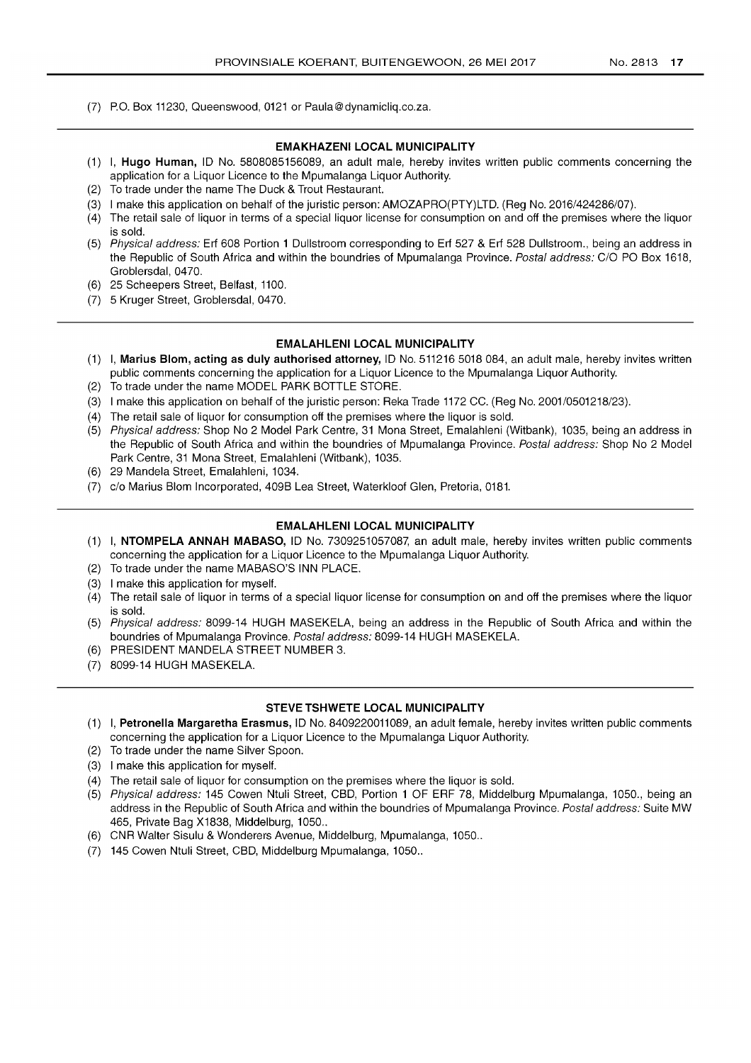(7) P.O. Box 11230, Queenswood, 0121 or Paula@dynamicliq.co.za.

### EMAKHAZENI LOCAL MUNICIPALITY

(1) I, **Hugo Human,** ID No. 5808085156089, an adult male, hereby invites written public comments concerning the application for a Liquor Licence to the Mpumalanga Liquor Authority.
(2) To trade under the name The Duck & Trout Restaurant.
(3) I make this application on behalf of the juristic person: AMOZAPRO(PTY)LTD. (Reg No. 2016/424286/07).
(4) The retail sale of liquor in terms of a special liquor license for consumption on and off the premises where the liquor is sold.
(5) *Physical address:* Erf 608 Portion 1 Dullstroom corresponding to Erf 527 & Erf 528 Dullstroom., being an address in the Republic of South Africa and within the boundries of Mpumalanga Province. *Postal address:* C/O PO Box 1618, Groblersdal, 0470.
(6) 25 Scheepers Street, Belfast, 1100.
(7) 5 Kruger Street, Groblersdal, 0470.

### EMALAHLENI LOCAL MUNICIPALITY

(1) I, **Marius Blom, acting as duly authorised attorney,** ID No. 511216 5018 084, an adult male, hereby invites written public comments concerning the application for a Liquor Licence to the Mpumalanga Liquor Authority.
(2) To trade under the name MODEL PARK BOTTLE STORE.
(3) I make this application on behalf of the juristic person: Reka Trade 1172 CC. (Reg No. 2001/0501218/23).
(4) The retail sale of liquor for consumption off the premises where the liquor is sold.
(5) *Physical address:* Shop No 2 Model Park Centre, 31 Mona Street, Emalahleni (Witbank), 1035, being an address in the Republic of South Africa and within the boundries of Mpumalanga Province. *Postal address:* Shop No 2 Model Park Centre, 31 Mona Street, Emalahleni (Witbank), 1035.
(6) 29 Mandela Street, Emalahleni, 1034.
(7) c/o Marius Blom Incorporated, 409B Lea Street, Waterkloof Glen, Pretoria, 0181.

### EMALAHLENI LOCAL MUNICIPALITY

(1) I, **NTOMPELA ANNAH MABASO,** ID No. 7309251057087, an adult male, hereby invites written public comments concerning the application for a Liquor Licence to the Mpumalanga Liquor Authority.
(2) To trade under the name MABASO'S INN PLACE.
(3) I make this application for myself.
(4) The retail sale of liquor in terms of a special liquor license for consumption on and off the premises where the liquor is sold.
(5) *Physical address:* 8099-14 HUGH MASEKELA, being an address in the Republic of South Africa and within the boundries of Mpumalanga Province. *Postal address:* 8099-14 HUGH MASEKELA.
(6) PRESIDENT MANDELA STREET NUMBER 3.
(7) 8099-14 HUGH MASEKELA.

### STEVE TSHWETE LOCAL MUNICIPALITY

(1) I, **Petronella Margaretha Erasmus,** ID No. 8409220011089, an adult female, hereby invites written public comments concerning the application for a Liquor Licence to the Mpumalanga Liquor Authority.
(2) To trade under the name Silver Spoon.
(3) I make this application for myself.
(4) The retail sale of liquor for consumption on the premises where the liquor is sold.
(5) *Physical address:* 145 Cowen Ntuli Street, CBD, Portion 1 OF ERF 78, Middelburg Mpumalanga, 1050., being an address in the Republic of South Africa and within the boundries of Mpumalanga Province. *Postal address:* Suite MW 465, Private Bag X1838, Middelburg, 1050..
(6) CNR Walter Sisulu & Wonderers Avenue, Middelburg, Mpumalanga, 1050..
(7) 145 Cowen Ntuli Street, CBD, Middelburg Mpumalanga, 1050..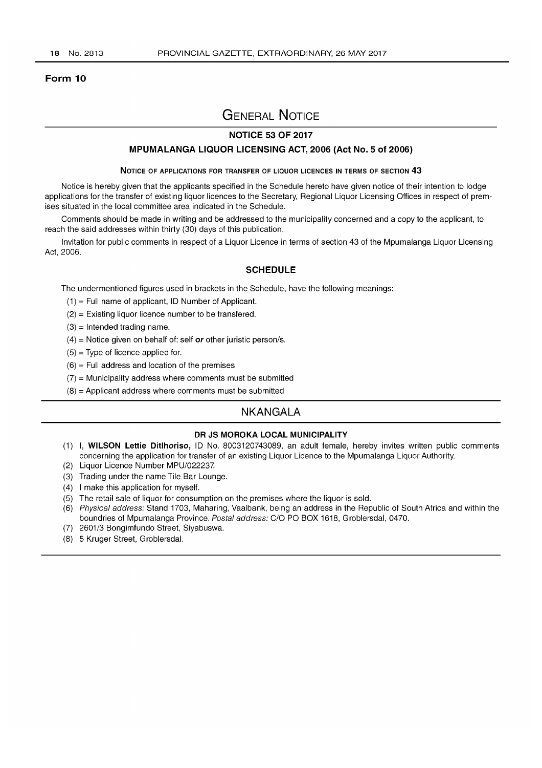**Form 10**

# GENERAL NOTICE

## NOTICE 53 OF 2017

## MPUMALANGA LIQUOR LICENSING ACT, 2006 (Act No. 5 of 2006)

### NOTICE OF APPLICATIONS FOR TRANSFER OF LIQUOR LICENCES IN TERMS OF SECTION 43

Notice is hereby given that the applicants specified in the Schedule hereto have given notice of their intention to lodge applications for the transfer of existing liquor licences to the Secretary, Regional Liquor Licensing Offices in respect of premises situated in the local committee area indicated in the Schedule.

Comments should be made in writing and be addressed to the municipality concerned and a copy to the applicant, to reach the said addresses within thirty (30) days of this publication.

Invitation for public comments in respect of a Liquor Licence in terms of section 43 of the Mpumalanga Liquor Licensing Act, 2006.

### SCHEDULE

The undermentioned figures used in brackets in the Schedule, have the following meanings:

(1) = Full name of applicant, ID Number of Applicant.
(2) = Existing liquor licence number to be transfered.
(3) = Intended trading name.
(4) = Notice given on behalf of: self ***or*** other juristic person/s.
(5) = Type of licence applied for.
(6) = Full address and location of the premises
(7) = Municipality address where comments must be submitted
(8) = Applicant address where comments must be submitted

## NKANGALA

### DR JS MOROKA LOCAL MUNICIPALITY

(1) I, **WILSON Lettie Ditlhoriso,** ID No. 8003120743089, an adult female, hereby invites written public comments concerning the application for transfer of an existing Liquor Licence to the Mpumalanga Liquor Authority.
(2) Liquor Licence Number MPU/022237.
(3) Trading under the name Tile Bar Lounge.
(4) I make this application for myself.
(5) The retail sale of liquor for consumption on the premises where the liquor is sold.
(6) *Physical address:* Stand 1703, Maharing, Vaalbank, being an address in the Republic of South Africa and within the boundries of Mpumalanga Province. *Postal address:* C/O PO BOX 1618, Groblersdal, 0470.
(7) 2601/3 Bongimfundo Street, Siyabuswa.
(8) 5 Kruger Street, Groblersdal.